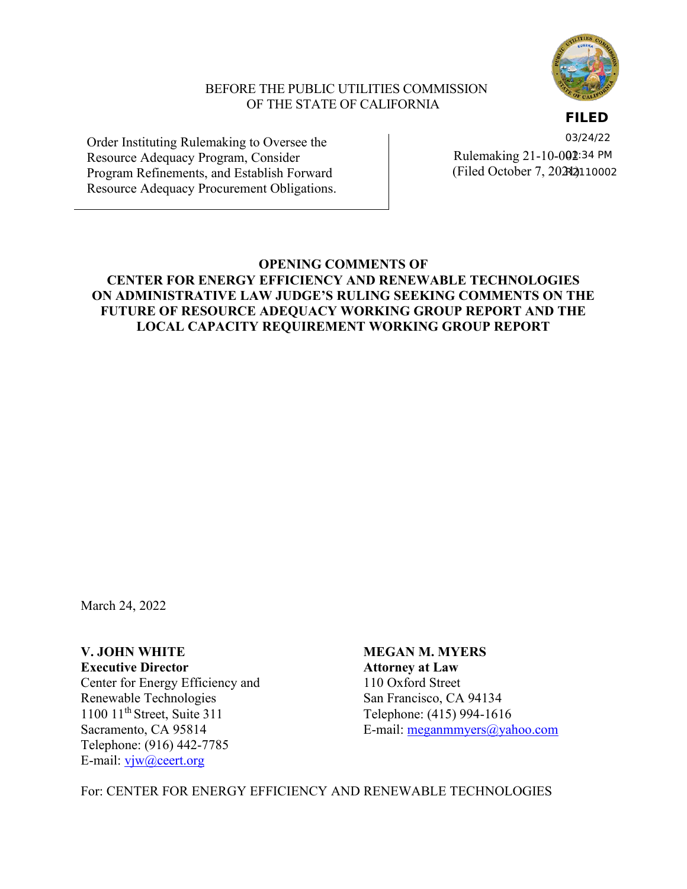BEFORE THE PUBLIC UTILITIES COMMISSION
OF THE STATE OF CALIFORNIA

**FILED**
03/24/22
02:34 PM
R2110002

| Order Instituting Rulemaking to Oversee the Resource Adequacy Program, Consider Program Refinements, and Establish Forward Resource Adequacy Procurement Obligations. | Rulemaking 21-10-002 (Filed October 7, 2021) |
| --- | --- |

**OPENING COMMENTS OF
CENTER FOR ENERGY EFFICIENCY AND RENEWABLE TECHNOLOGIES
ON ADMINISTRATIVE LAW JUDGE'S RULING SEEKING COMMENTS ON THE FUTURE OF RESOURCE ADEQUACY WORKING GROUP REPORT AND THE LOCAL CAPACITY REQUIREMENT WORKING GROUP REPORT**

March 24, 2022

**V. JOHN WHITE**
**Executive Director**
Center for Energy Efficiency and Renewable Technologies
1100 11th Street, Suite 311
Sacramento, CA 95814
Telephone: (916) 442-7785
E-mail: vjw@ceert.org

**MEGAN M. MYERS**
**Attorney at Law**
110 Oxford Street
San Francisco, CA 94134
Telephone: (415) 994-1616
E-mail: meganmmyers@yahoo.com

For: CENTER FOR ENERGY EFFICIENCY AND RENEWABLE TECHNOLOGIES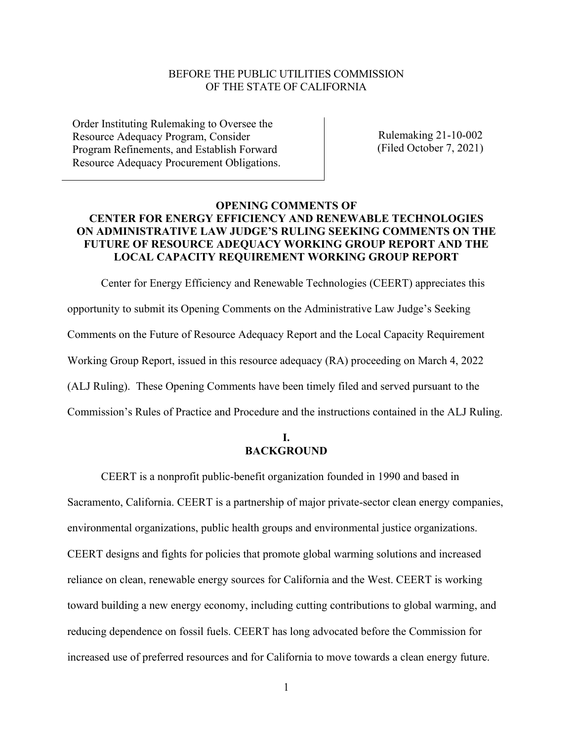BEFORE THE PUBLIC UTILITIES COMMISSION
OF THE STATE OF CALIFORNIA

| Order Instituting Rulemaking to Oversee the Resource Adequacy Program, Consider Program Refinements, and Establish Forward Resource Adequacy Procurement Obligations. | Rulemaking 21-10-002 (Filed October 7, 2021) |
| --- | --- |

**OPENING COMMENTS OF CENTER FOR ENERGY EFFICIENCY AND RENEWABLE TECHNOLOGIES ON ADMINISTRATIVE LAW JUDGE'S RULING SEEKING COMMENTS ON THE FUTURE OF RESOURCE ADEQUACY WORKING GROUP REPORT AND THE LOCAL CAPACITY REQUIREMENT WORKING GROUP REPORT**

Center for Energy Efficiency and Renewable Technologies (CEERT) appreciates this opportunity to submit its Opening Comments on the Administrative Law Judge's Seeking Comments on the Future of Resource Adequacy Report and the Local Capacity Requirement Working Group Report, issued in this resource adequacy (RA) proceeding on March 4, 2022 (ALJ Ruling). These Opening Comments have been timely filed and served pursuant to the Commission's Rules of Practice and Procedure and the instructions contained in the ALJ Ruling.

## I. BACKGROUND

CEERT is a nonprofit public-benefit organization founded in 1990 and based in Sacramento, California. CEERT is a partnership of major private-sector clean energy companies, environmental organizations, public health groups and environmental justice organizations. CEERT designs and fights for policies that promote global warming solutions and increased reliance on clean, renewable energy sources for California and the West. CEERT is working toward building a new energy economy, including cutting contributions to global warming, and reducing dependence on fossil fuels. CEERT has long advocated before the Commission for increased use of preferred resources and for California to move towards a clean energy future.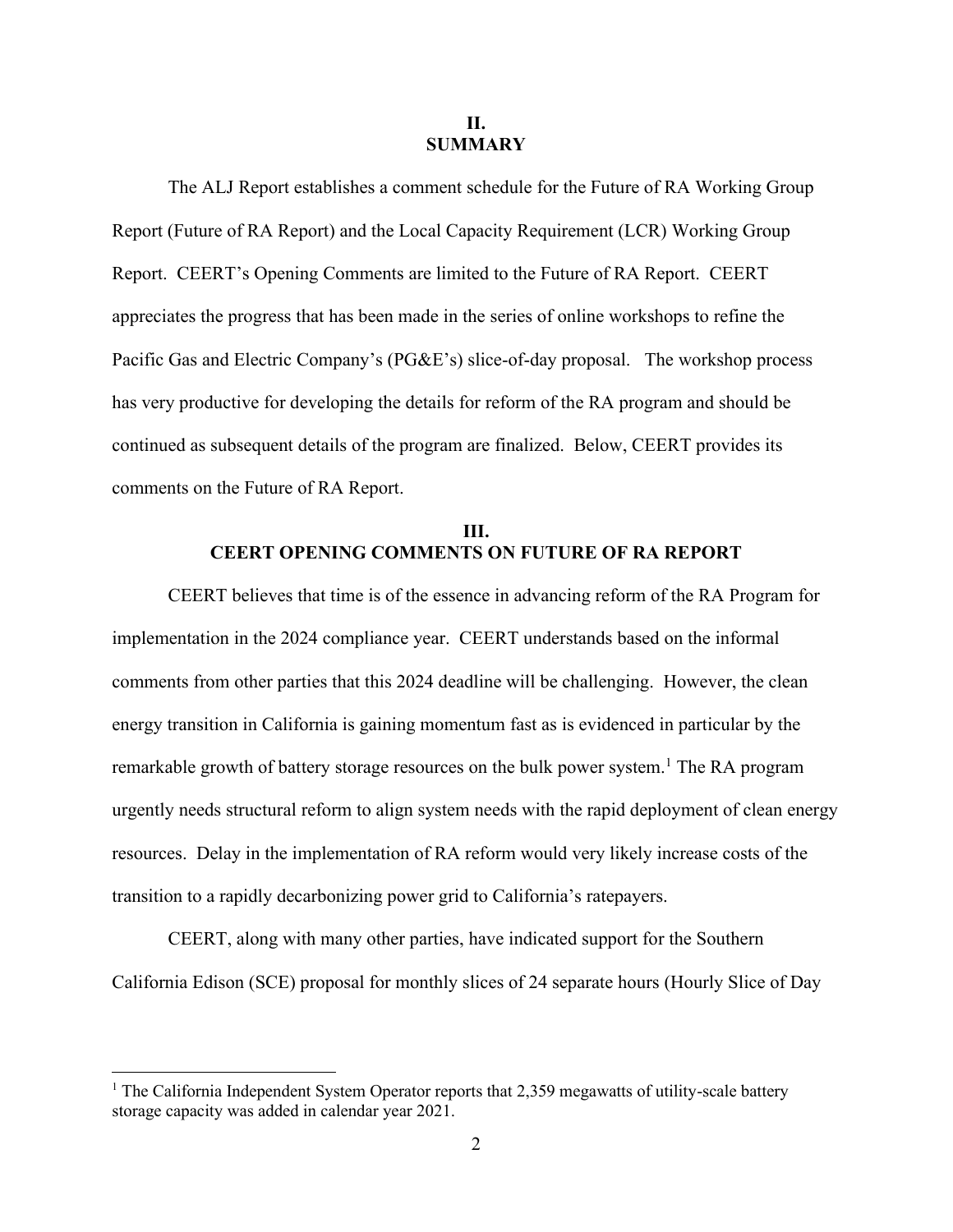## II.
## SUMMARY

The ALJ Report establishes a comment schedule for the Future of RA Working Group Report (Future of RA Report) and the Local Capacity Requirement (LCR) Working Group Report. CEERT's Opening Comments are limited to the Future of RA Report. CEERT appreciates the progress that has been made in the series of online workshops to refine the Pacific Gas and Electric Company's (PG&E's) slice-of-day proposal. The workshop process has very productive for developing the details for reform of the RA program and should be continued as subsequent details of the program are finalized. Below, CEERT provides its comments on the Future of RA Report.

## III.
## CEERT OPENING COMMENTS ON FUTURE OF RA REPORT

CEERT believes that time is of the essence in advancing reform of the RA Program for implementation in the 2024 compliance year. CEERT understands based on the informal comments from other parties that this 2024 deadline will be challenging. However, the clean energy transition in California is gaining momentum fast as is evidenced in particular by the remarkable growth of battery storage resources on the bulk power system.[1] The RA program urgently needs structural reform to align system needs with the rapid deployment of clean energy resources. Delay in the implementation of RA reform would very likely increase costs of the transition to a rapidly decarbonizing power grid to California's ratepayers.

CEERT, along with many other parties, have indicated support for the Southern California Edison (SCE) proposal for monthly slices of 24 separate hours (Hourly Slice of Day

[1] The California Independent System Operator reports that 2,359 megawatts of utility-scale battery storage capacity was added in calendar year 2021.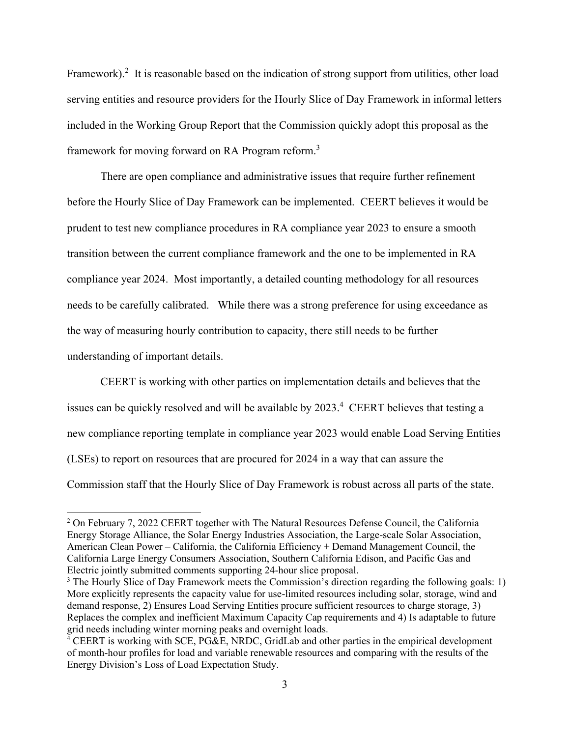Framework).[2] It is reasonable based on the indication of strong support from utilities, other load serving entities and resource providers for the Hourly Slice of Day Framework in informal letters included in the Working Group Report that the Commission quickly adopt this proposal as the framework for moving forward on RA Program reform.[3]

There are open compliance and administrative issues that require further refinement before the Hourly Slice of Day Framework can be implemented. CEERT believes it would be prudent to test new compliance procedures in RA compliance year 2023 to ensure a smooth transition between the current compliance framework and the one to be implemented in RA compliance year 2024. Most importantly, a detailed counting methodology for all resources needs to be carefully calibrated. While there was a strong preference for using exceedance as the way of measuring hourly contribution to capacity, there still needs to be further understanding of important details.

CEERT is working with other parties on implementation details and believes that the issues can be quickly resolved and will be available by 2023.[4] CEERT believes that testing a new compliance reporting template in compliance year 2023 would enable Load Serving Entities (LSEs) to report on resources that are procured for 2024 in a way that can assure the Commission staff that the Hourly Slice of Day Framework is robust across all parts of the state.

---

[2] On February 7, 2022 CEERT together with The Natural Resources Defense Council, the California Energy Storage Alliance, the Solar Energy Industries Association, the Large-scale Solar Association, American Clean Power – California, the California Efficiency + Demand Management Council, the California Large Energy Consumers Association, Southern California Edison, and Pacific Gas and Electric jointly submitted comments supporting 24-hour slice proposal.

[3] The Hourly Slice of Day Framework meets the Commission's direction regarding the following goals: 1) More explicitly represents the capacity value for use-limited resources including solar, storage, wind and demand response, 2) Ensures Load Serving Entities procure sufficient resources to charge storage, 3) Replaces the complex and inefficient Maximum Capacity Cap requirements and 4) Is adaptable to future grid needs including winter morning peaks and overnight loads.

[4] CEERT is working with SCE, PG&E, NRDC, GridLab and other parties in the empirical development of month-hour profiles for load and variable renewable resources and comparing with the results of the Energy Division's Loss of Load Expectation Study.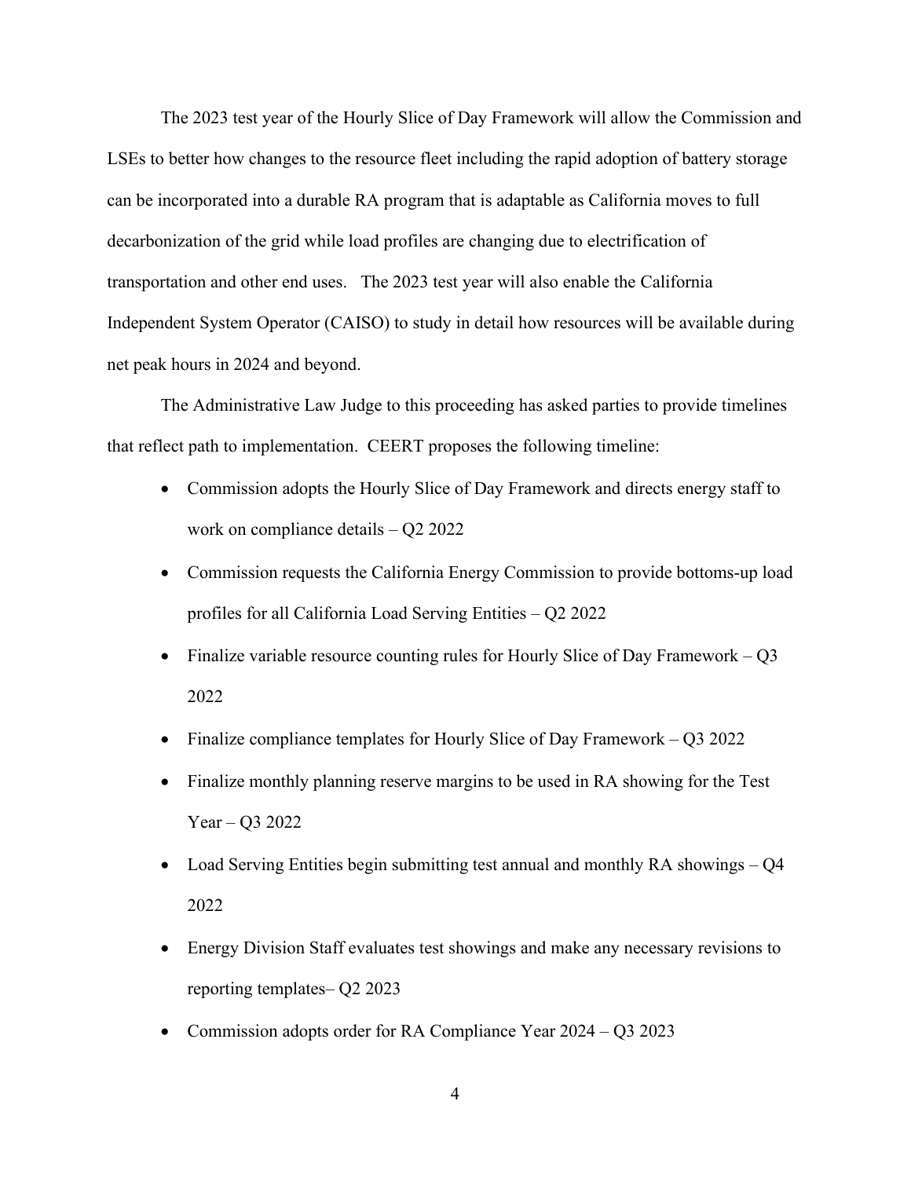The 2023 test year of the Hourly Slice of Day Framework will allow the Commission and LSEs to better how changes to the resource fleet including the rapid adoption of battery storage can be incorporated into a durable RA program that is adaptable as California moves to full decarbonization of the grid while load profiles are changing due to electrification of transportation and other end uses. The 2023 test year will also enable the California Independent System Operator (CAISO) to study in detail how resources will be available during net peak hours in 2024 and beyond.

The Administrative Law Judge to this proceeding has asked parties to provide timelines that reflect path to implementation. CEERT proposes the following timeline:

- Commission adopts the Hourly Slice of Day Framework and directs energy staff to work on compliance details – Q2 2022
- Commission requests the California Energy Commission to provide bottoms-up load profiles for all California Load Serving Entities – Q2 2022
- Finalize variable resource counting rules for Hourly Slice of Day Framework – Q3 2022
- Finalize compliance templates for Hourly Slice of Day Framework – Q3 2022
- Finalize monthly planning reserve margins to be used in RA showing for the Test Year – Q3 2022
- Load Serving Entities begin submitting test annual and monthly RA showings – Q4 2022
- Energy Division Staff evaluates test showings and make any necessary revisions to reporting templates– Q2 2023
- Commission adopts order for RA Compliance Year 2024 – Q3 2023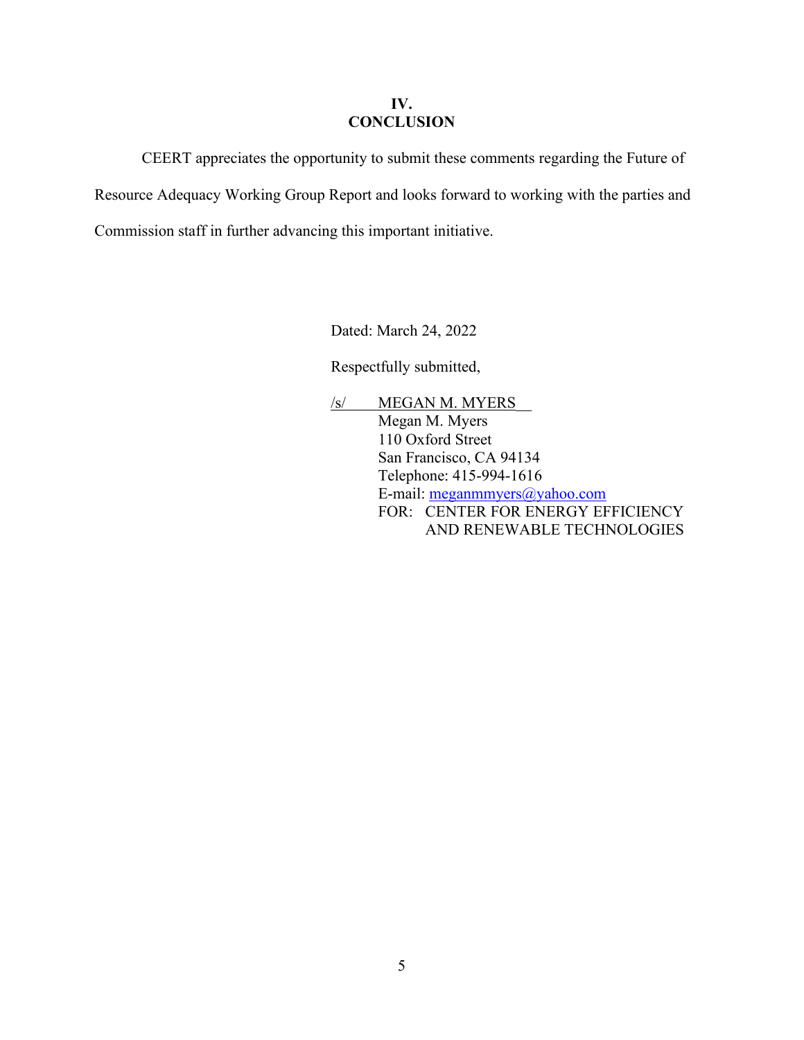## IV. CONCLUSION

CEERT appreciates the opportunity to submit these comments regarding the Future of Resource Adequacy Working Group Report and looks forward to working with the parties and Commission staff in further advancing this important initiative.

Dated: March 24, 2022

Respectfully submitted,

/s/ MEGAN M. MYERS
Megan M. Myers
110 Oxford Street
San Francisco, CA 94134
Telephone: 415-994-1616
E-mail: meganmmyers@yahoo.com
FOR: CENTER FOR ENERGY EFFICIENCY AND RENEWABLE TECHNOLOGIES